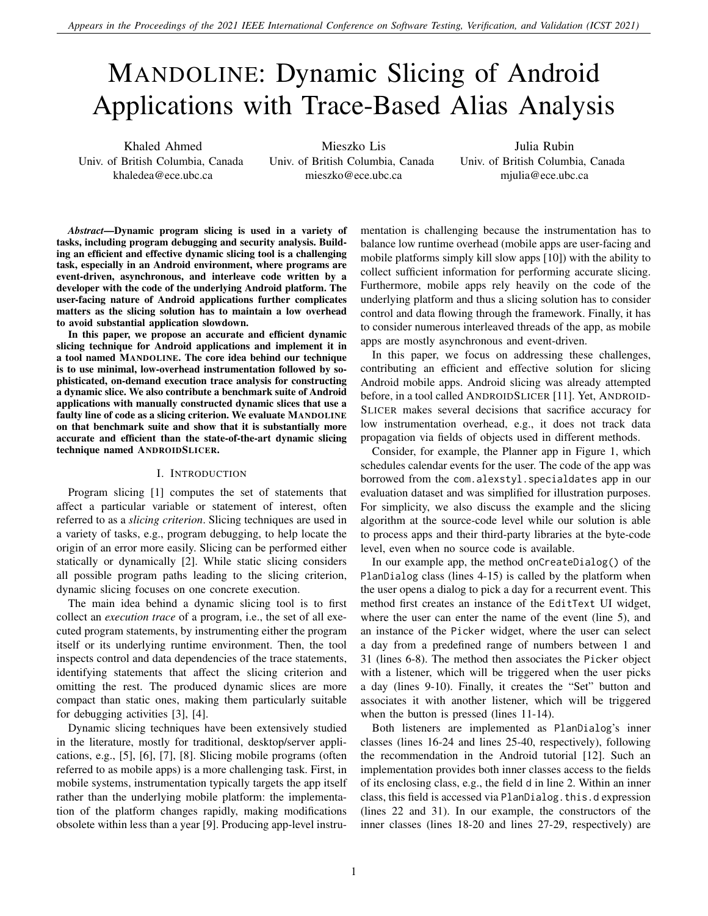# MANDOLINE: Dynamic Slicing of Android Applications with Trace-Based Alias Analysis

Khaled Ahmed
Univ. of British Columbia, Canada
khaledea@ece.ubc.ca

Mieszko Lis
Univ. of British Columbia, Canada
mieszko@ece.ubc.ca

Julia Rubin
Univ. of British Columbia, Canada
mjulia@ece.ubc.ca

***Abstract*—Dynamic program slicing is used in a variety of tasks, including program debugging and security analysis. Building an efficient and effective dynamic slicing tool is a challenging task, especially in an Android environment, where programs are event-driven, asynchronous, and interleave code written by a developer with the code of the underlying Android platform. The user-facing nature of Android applications further complicates matters as the slicing solution has to maintain a low overhead to avoid substantial application slowdown.**

**In this paper, we propose an accurate and efficient dynamic slicing technique for Android applications and implement it in a tool named MANDOLINE. The core idea behind our technique is to use minimal, low-overhead instrumentation followed by sophisticated, on-demand execution trace analysis for constructing a dynamic slice. We also contribute a benchmark suite of Android applications with manually constructed dynamic slices that use a faulty line of code as a slicing criterion. We evaluate MANDOLINE on that benchmark suite and show that it is substantially more accurate and efficient than the state-of-the-art dynamic slicing technique named ANDROIDSLICER.**

## I. INTRODUCTION

Program slicing [1] computes the set of statements that affect a particular variable or statement of interest, often referred to as a *slicing criterion*. Slicing techniques are used in a variety of tasks, e.g., program debugging, to help locate the origin of an error more easily. Slicing can be performed either statically or dynamically [2]. While static slicing considers all possible program paths leading to the slicing criterion, dynamic slicing focuses on one concrete execution.

The main idea behind a dynamic slicing tool is to first collect an *execution trace* of a program, i.e., the set of all executed program statements, by instrumenting either the program itself or its underlying runtime environment. Then, the tool inspects control and data dependencies of the trace statements, identifying statements that affect the slicing criterion and omitting the rest. The produced dynamic slices are more compact than static ones, making them particularly suitable for debugging activities [3], [4].

Dynamic slicing techniques have been extensively studied in the literature, mostly for traditional, desktop/server applications, e.g., [5], [6], [7], [8]. Slicing mobile programs (often referred to as mobile apps) is a more challenging task. First, in mobile systems, instrumentation typically targets the app itself rather than the underlying mobile platform: the implementation of the platform changes rapidly, making modifications obsolete within less than a year [9]. Producing app-level instrumentation is challenging because the instrumentation has to balance low runtime overhead (mobile apps are user-facing and mobile platforms simply kill slow apps [10]) with the ability to collect sufficient information for performing accurate slicing. Furthermore, mobile apps rely heavily on the code of the underlying platform and thus a slicing solution has to consider control and data flowing through the framework. Finally, it has to consider numerous interleaved threads of the app, as mobile apps are mostly asynchronous and event-driven.

In this paper, we focus on addressing these challenges, contributing an efficient and effective solution for slicing Android mobile apps. Android slicing was already attempted before, in a tool called ANDROIDSLICER [11]. Yet, ANDROIDSLICER makes several decisions that sacrifice accuracy for low instrumentation overhead, e.g., it does not track data propagation via fields of objects used in different methods.

Consider, for example, the Planner app in Figure 1, which schedules calendar events for the user. The code of the app was borrowed from the `com.alexstyl.specialdates` app in our evaluation dataset and was simplified for illustration purposes. For simplicity, we also discuss the example and the slicing algorithm at the source-code level while our solution is able to process apps and their third-party libraries at the byte-code level, even when no source code is available.

In our example app, the method `onCreateDialog()` of the `PlanDialog` class (lines 4-15) is called by the platform when the user opens a dialog to pick a day for a recurrent event. This method first creates an instance of the `EditText` UI widget, where the user can enter the name of the event (line 5), and an instance of the `Picker` widget, where the user can select a day from a predefined range of numbers between 1 and 31 (lines 6-8). The method then associates the `Picker` object with a listener, which will be triggered when the user picks a day (lines 9-10). Finally, it creates the "Set" button and associates it with another listener, which will be triggered when the button is pressed (lines 11-14).

Both listeners are implemented as `PlanDialog`'s inner classes (lines 16-24 and lines 25-40, respectively), following the recommendation in the Android tutorial [12]. Such an implementation provides both inner classes access to the fields of its enclosing class, e.g., the field `d` in line 2. Within an inner class, this field is accessed via `PlanDialog.this.d` expression (lines 22 and 31). In our example, the constructors of the inner classes (lines 18-20 and lines 27-29, respectively) are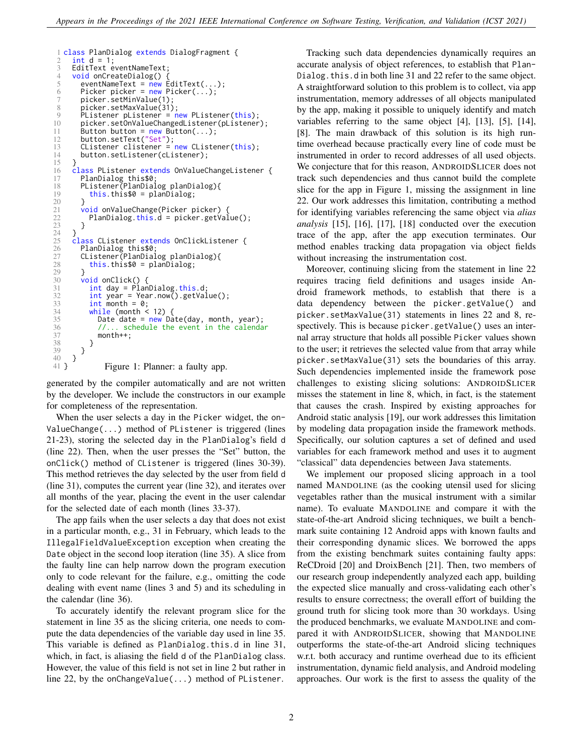```java
1 class PlanDialog extends DialogFragment {
2   int d = 1;
3   EditText eventNameText;
4   void onCreateDialog() {
5     eventNameText = new EditText(...);
6     Picker picker = new Picker(...);
7     picker.setMinValue(1);
8     picker.setMaxValue(31);
9     PListener pListener = new PListener(this);
10    picker.setOnValueChangedListener(pListener);
11    Button button = new Button(...);
12    button.setText("Set");
13    CListener clistener = new CListener(this);
14    button.setListener(cListener);
15  }
16  class PListener extends OnValueChangeListener {
17    PlanDialog this$0;
18    PListener(PlanDialog planDialog){
19      this.this$0 = planDialog;
20    }
21    void onValueChange(Picker picker) {
22      PlanDialog.this.d = picker.getValue();
23    }
24  }
25  class CListener extends OnClickListener {
26    PlanDialog this$0;
27    CListener(PlanDialog planDialog){
28      this.this$0 = planDialog;
29    }
30    void onClick() {
31      int day = PlanDialog.this.d;
32      int year = Year.now().getValue();
33      int month = 0;
34      while (month < 12) {
35        Date date = new Date(day, month, year);
36        //... schedule the event in the calendar
37        month++;
38      }
39    }
40  }
41 }
```

Figure 1: Planner: a faulty app.

generated by the compiler automatically and are not written by the developer. We include the constructors in our example for completeness of the representation.

When the user selects a day in the Picker widget, the onValueChange(...) method of PListener is triggered (lines 21-23), storing the selected day in the PlanDialog's field d (line 22). Then, when the user presses the "Set" button, the onClick() method of CListener is triggered (lines 30-39). This method retrieves the day selected by the user from field d (line 31), computes the current year (line 32), and iterates over all months of the year, placing the event in the user calendar for the selected date of each month (lines 33-37).

The app fails when the user selects a day that does not exist in a particular month, e.g., 31 in February, which leads to the IllegalFieldValueException exception when creating the Date object in the second loop iteration (line 35). A slice from the faulty line can help narrow down the program execution only to code relevant for the failure, e.g., omitting the code dealing with event name (lines 3 and 5) and its scheduling in the calendar (line 36).

To accurately identify the relevant program slice for the statement in line 35 as the slicing criteria, one needs to compute the data dependencies of the variable day used in line 35. This variable is defined as PlanDialog.this.d in line 31, which, in fact, is aliasing the field d of the PlanDialog class. However, the value of this field is not set in line 2 but rather in line 22, by the onChangeValue(...) method of PListener.

Tracking such data dependencies dynamically requires an accurate analysis of object references, to establish that PlanDialog.this.d in both line 31 and 22 refer to the same object. A straightforward solution to this problem is to collect, via app instrumentation, memory addresses of all objects manipulated by the app, making it possible to uniquely identify and match variables referring to the same object [4], [13], [5], [14], [8]. The main drawback of this solution is its high runtime overhead because practically every line of code must be instrumented in order to record addresses of all used objects. We conjecture that for this reason, ANDROIDSLICER does not track such dependencies and thus cannot build the complete slice for the app in Figure 1, missing the assignment in line 22. Our work addresses this limitation, contributing a method for identifying variables referencing the same object via *alias analysis* [15], [16], [17], [18] conducted over the execution trace of the app, after the app execution terminates. Our method enables tracking data propagation via object fields without increasing the instrumentation cost.

Moreover, continuing slicing from the statement in line 22 requires tracing field definitions and usages inside Android framework methods, to establish that there is a data dependency between the picker.getValue() and picker.setMaxValue(31) statements in lines 22 and 8, respectively. This is because picker.getValue() uses an internal array structure that holds all possible Picker values shown to the user; it retrieves the selected value from that array while picker.setMaxValue(31) sets the boundaries of this array. Such dependencies implemented inside the framework pose challenges to existing slicing solutions: ANDROIDSLICER misses the statement in line 8, which, in fact, is the statement that causes the crash. Inspired by existing approaches for Android static analysis [19], our work addresses this limitation by modeling data propagation inside the framework methods. Specifically, our solution captures a set of defined and used variables for each framework method and uses it to augment "classical" data dependencies between Java statements.

We implement our proposed slicing approach in a tool named MANDOLINE (as the cooking utensil used for slicing vegetables rather than the musical instrument with a similar name). To evaluate MANDOLINE and compare it with the state-of-the-art Android slicing techniques, we built a benchmark suite containing 12 Android apps with known faults and their corresponding dynamic slices. We borrowed the apps from the existing benchmark suites containing faulty apps: ReCDroid [20] and DroixBench [21]. Then, two members of our research group independently analyzed each app, building the expected slice manually and cross-validating each other's results to ensure correctness; the overall effort of building the ground truth for slicing took more than 30 workdays. Using the produced benchmarks, we evaluate MANDOLINE and compared it with ANDROIDSLICER, showing that MANDOLINE outperforms the state-of-the-art Android slicing techniques w.r.t. both accuracy and runtime overhead due to its efficient instrumentation, dynamic field analysis, and Android modeling approaches. Our work is the first to assess the quality of the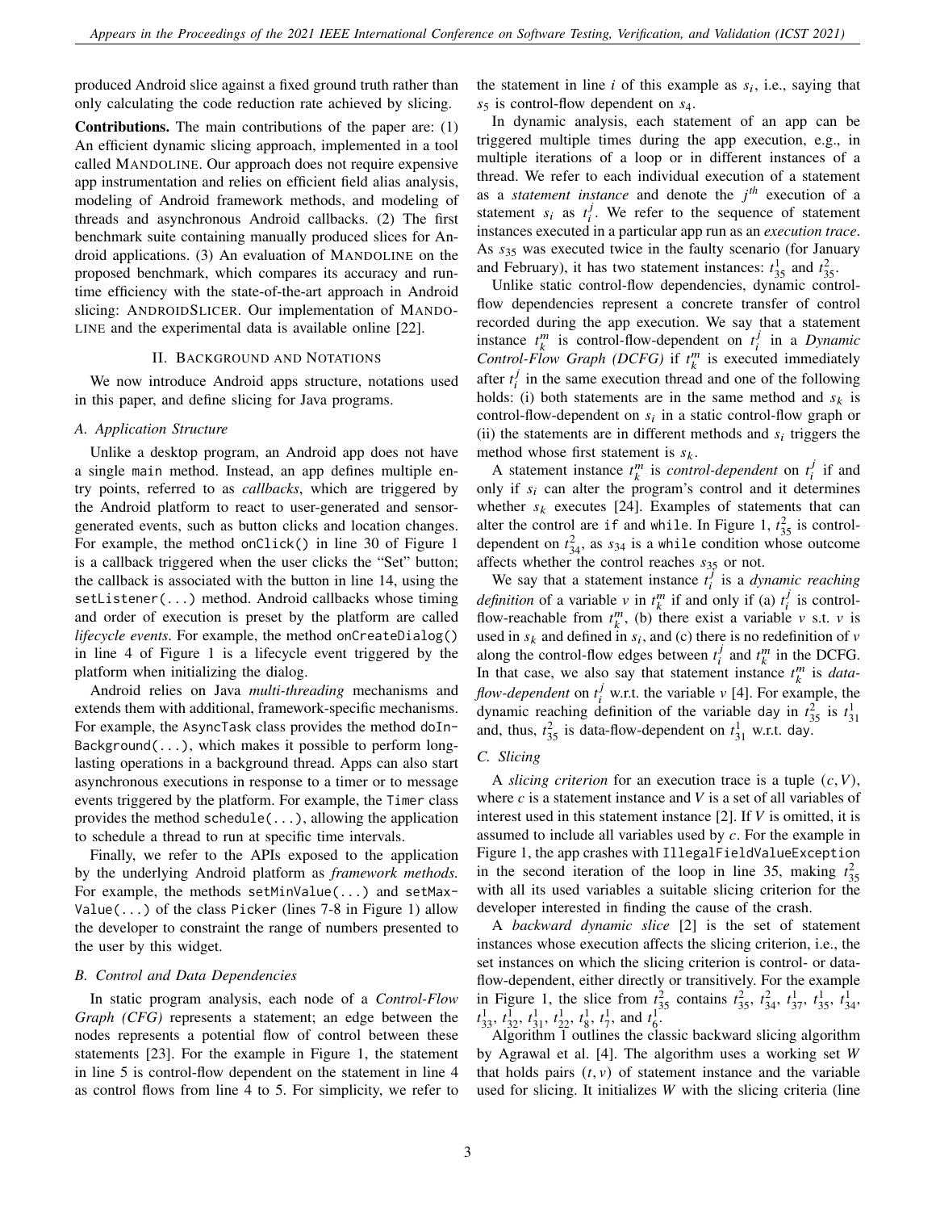produced Android slice against a fixed ground truth rather than only calculating the code reduction rate achieved by slicing.

**Contributions.** The main contributions of the paper are: (1) An efficient dynamic slicing approach, implemented in a tool called MANDOLINE. Our approach does not require expensive app instrumentation and relies on efficient field alias analysis, modeling of Android framework methods, and modeling of threads and asynchronous Android callbacks. (2) The first benchmark suite containing manually produced slices for Android applications. (3) An evaluation of MANDOLINE on the proposed benchmark, which compares its accuracy and runtime efficiency with the state-of-the-art approach in Android slicing: ANDROIDSLICER. Our implementation of MANDOLINE and the experimental data is available online [22].

## II. Background and Notations

We now introduce Android apps structure, notations used in this paper, and define slicing for Java programs.

### A. Application Structure

Unlike a desktop program, an Android app does not have a single `main` method. Instead, an app defines multiple entry points, referred to as *callbacks*, which are triggered by the Android platform to react to user-generated and sensor-generated events, such as button clicks and location changes. For example, the method `onClick()` in line 30 of Figure 1 is a callback triggered when the user clicks the "Set" button; the callback is associated with the button in line 14, using the `setListener(...)` method. Android callbacks whose timing and order of execution is preset by the platform are called *lifecycle events*. For example, the method `onCreateDialog()` in line 4 of Figure 1 is a lifecycle event triggered by the platform when initializing the dialog.

Android relies on Java *multi-threading* mechanisms and extends them with additional, framework-specific mechanisms. For example, the `AsyncTask` class provides the method `doInBackground(...)`, which makes it possible to perform long-lasting operations in a background thread. Apps can also start asynchronous executions in response to a timer or to message events triggered by the platform. For example, the `Timer` class provides the method `schedule(...)`, allowing the application to schedule a thread to run at specific time intervals.

Finally, we refer to the APIs exposed to the application by the underlying Android platform as *framework methods.* For example, the methods `setMinValue(...)` and `setMaxValue(...)` of the class `Picker` (lines 7-8 in Figure 1) allow the developer to constraint the range of numbers presented to the user by this widget.

### B. Control and Data Dependencies

In static program analysis, each node of a *Control-Flow Graph (CFG)* represents a statement; an edge between the nodes represents a potential flow of control between these statements [23]. For the example in Figure 1, the statement in line 5 is control-flow dependent on the statement in line 4 as control flows from line 4 to 5. For simplicity, we refer to the statement in line $i$ of this example as $s_i$, i.e., saying that $s_5$ is control-flow dependent on $s_4$.

In dynamic analysis, each statement of an app can be triggered multiple times during the app execution, e.g., in multiple iterations of a loop or in different instances of a thread. We refer to each individual execution of a statement as a *statement instance* and denote the $j^{th}$ execution of a statement $s_i$ as $t_i^j$. We refer to the sequence of statement instances executed in a particular app run as an *execution trace*. As $s_{35}$ was executed twice in the faulty scenario (for January and February), it has two statement instances: $t_{35}^1$ and $t_{35}^2$.

Unlike static control-flow dependencies, dynamic control-flow dependencies represent a concrete transfer of control recorded during the app execution. We say that a statement instance $t_k^m$ is control-flow-dependent on $t_i^j$ in a *Dynamic Control-Flow Graph (DCFG)* if $t_k^m$ is executed immediately after $t_i^j$ in the same execution thread and one of the following holds: (i) both statements are in the same method and $s_k$ is control-flow-dependent on $s_i$ in a static control-flow graph or (ii) the statements are in different methods and $s_i$ triggers the method whose first statement is $s_k$.

A statement instance $t_k^m$ is *control-dependent* on $t_i^j$ if and only if $s_i$ can alter the program's control and it determines whether $s_k$ executes [24]. Examples of statements that can alter the control are `if` and `while`. In Figure 1, $t_{35}^2$ is control-dependent on $t_{34}^2$, as $s_{34}$ is a `while` condition whose outcome affects whether the control reaches $s_{35}$ or not.

We say that a statement instance $t_i^j$ is a *dynamic reaching definition* of a variable $v$ in $t_k^m$ if and only if (a) $t_i^j$ is control-flow-reachable from $t_k^m$, (b) there exist a variable $v$ s.t. $v$ is used in $s_k$ and defined in $s_i$, and (c) there is no redefinition of $v$ along the control-flow edges between $t_i^j$ and $t_k^m$ in the DCFG. In that case, we also say that statement instance $t_k^m$ is *data-flow-dependent* on $t_i^j$ w.r.t. the variable $v$ [4]. For example, the dynamic reaching definition of the variable `day` in $t_{35}^2$ is $t_{31}^1$ and, thus, $t_{35}^2$ is data-flow-dependent on $t_{31}^1$ w.r.t. `day`.

### C. Slicing

A *slicing criterion* for an execution trace is a tuple $(c, V)$, where $c$ is a statement instance and $V$ is a set of all variables of interest used in this statement instance [2]. If $V$ is omitted, it is assumed to include all variables used by $c$. For the example in Figure 1, the app crashes with `IllegalFieldValueException` in the second iteration of the loop in line 35, making $t_{35}^2$ with all its used variables a suitable slicing criterion for the developer interested in finding the cause of the crash.

A *backward dynamic slice* [2] is the set of statement instances whose execution affects the slicing criterion, i.e., the set instances on which the slicing criterion is control- or data-flow-dependent, either directly or transitively. For the example in Figure 1, the slice from $t_{35}^2$ contains $t_{35}^2$, $t_{34}^2$, $t_{37}^1$, $t_{35}^1$, $t_{34}^1$, $t_{33}^1$, $t_{32}^1$, $t_{31}^1$, $t_{22}^1$, $t_8^1$, $t_7^1$, and $t_6^1$.

Algorithm 1 outlines the classic backward slicing algorithm by Agrawal et al. [4]. The algorithm uses a working set $W$ that holds pairs $(t, v)$ of statement instance and the variable used for slicing. It initializes $W$ with the slicing criteria (line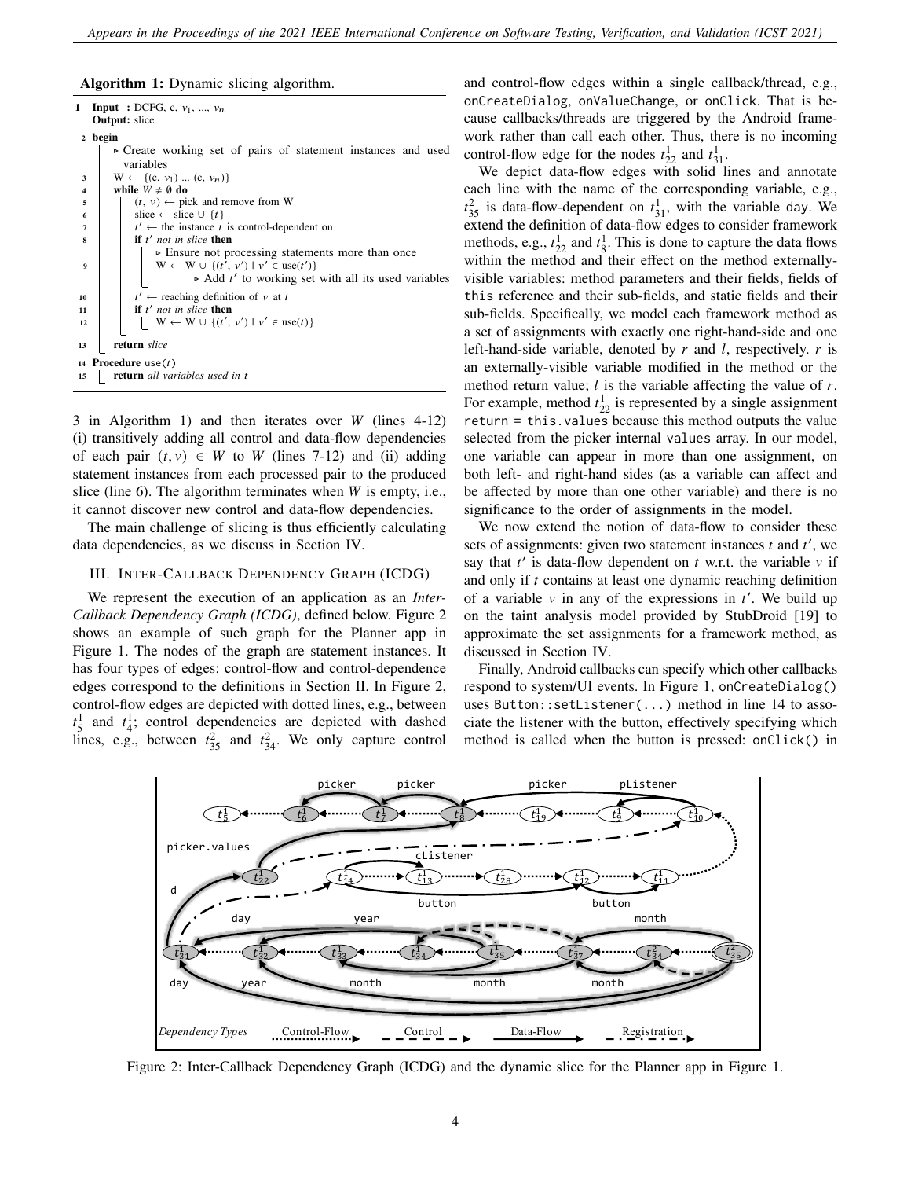**Algorithm 1:** Dynamic slicing algorithm.

```
1  Input  : DCFG, c, v_1, ..., v_n
   Output: slice
2  begin
      ▷ Create working set of pairs of statement instances and used variables
3     W ← {(c, v_1) ... (c, v_n)}
4     while W ≠ ∅ do
5        (t, v) ← pick and remove from W
6        slice ← slice ∪ {t}
7        t' ← the instance t is control-dependent on
8        if t' not in slice then
            ▷ Ensure not processing statements more than once
9           W ← W ∪ {(t', v') | v' ∈ use(t')}
               ▷ Add t' to working set with all its used variables
10       t' ← reaching definition of v at t
11       if t' not in slice then
12          W ← W ∪ {(t', v') | v' ∈ use(t)}
13    return slice
14 Procedure use(t)
15    return all variables used in t
```

3 in Algorithm 1) and then iterates over $W$ (lines 4-12) (i) transitively adding all control and data-flow dependencies of each pair $(t, v) \in W$ to $W$ (lines 7-12) and (ii) adding statement instances from each processed pair to the produced slice (line 6). The algorithm terminates when $W$ is empty, i.e., it cannot discover new control and data-flow dependencies.

The main challenge of slicing is thus efficiently calculating data dependencies, as we discuss in Section IV.

## III. Inter-Callback Dependency Graph (ICDG)

We represent the execution of an application as an *Inter-Callback Dependency Graph (ICDG)*, defined below. Figure 2 shows an example of such graph for the Planner app in Figure 1. The nodes of the graph are statement instances. It has four types of edges: control-flow and control-dependence edges correspond to the definitions in Section II. In Figure 2, control-flow edges are depicted with dotted lines, e.g., between $t_5^1$ and $t_4^1$; control dependencies are depicted with dashed lines, e.g., between $t_{35}^2$ and $t_{34}^2$. We only capture control and control-flow edges within a single callback/thread, e.g., `onCreateDialog`, `onValueChange`, or `onClick`. That is because callbacks/threads are triggered by the Android framework rather than call each other. Thus, there is no incoming control-flow edge for the nodes $t_{22}^1$ and $t_{31}^1$.

We depict data-flow edges with solid lines and annotate each line with the name of the corresponding variable, e.g., $t_{35}^2$ is data-flow-dependent on $t_{31}^1$, with the variable `day`. We extend the definition of data-flow edges to consider framework methods, e.g., $t_{22}^1$ and $t_8^1$. This is done to capture the data flows within the method and their effect on the method externally-visible variables: method parameters and their fields, fields of `this` reference and their sub-fields, and static fields and their sub-fields. Specifically, we model each framework method as a set of assignments with exactly one right-hand-side and one left-hand-side variable, denoted by $r$ and $l$, respectively. $r$ is an externally-visible variable modified in the method or the method return value; $l$ is the variable affecting the value of $r$. For example, method $t_{22}^1$ is represented by a single assignment `return = this.values` because this method outputs the value selected from the picker internal `values` array. In our model, one variable can appear in more than one assignment, on both left- and right-hand sides (as a variable can affect and be affected by more than one other variable) and there is no significance to the order of assignments in the model.

We now extend the notion of data-flow to consider these sets of assignments: given two statement instances $t$ and $t'$, we say that $t'$ is data-flow dependent on $t$ w.r.t. the variable $v$ if and only if $t$ contains at least one dynamic reaching definition of a variable $v$ in any of the expressions in $t'$. We build up on the taint analysis model provided by StubDroid [19] to approximate the set assignments for a framework method, as discussed in Section IV.

Finally, Android callbacks can specify which other callbacks respond to system/UI events. In Figure 1, `onCreateDialog()` uses `Button::setListener(...)` method in line 14 to associate the listener with the button, effectively specifying which method is called when the button is pressed: `onClick()` in

Figure 2: Inter-Callback Dependency Graph (ICDG) and the dynamic slice for the Planner app in Figure 1.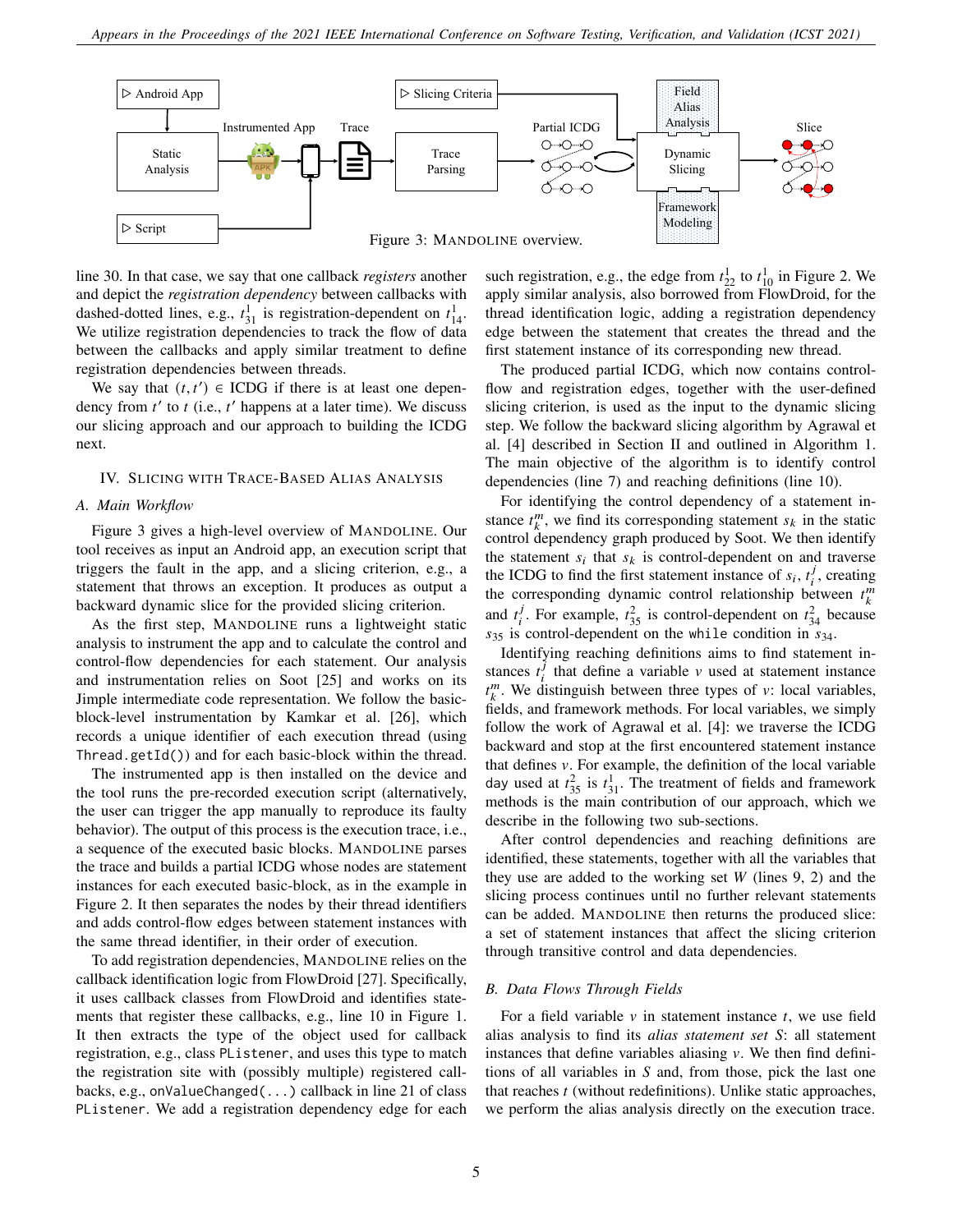Figure 3: MANDOLINE overview.

line 30. In that case, we say that one callback *registers* another and depict the *registration dependency* between callbacks with dashed-dotted lines, e.g., $t^1_{31}$ is registration-dependent on $t^1_{14}$. We utilize registration dependencies to track the flow of data between the callbacks and apply similar treatment to define registration dependencies between threads.

We say that $(t, t') \in$ ICDG if there is at least one dependency from $t'$ to $t$ (i.e., $t'$ happens at a later time). We discuss our slicing approach and our approach to building the ICDG next.

## IV. Slicing with Trace-Based Alias Analysis

### A. Main Workflow

Figure 3 gives a high-level overview of MANDOLINE. Our tool receives as input an Android app, an execution script that triggers the fault in the app, and a slicing criterion, e.g., a statement that throws an exception. It produces as output a backward dynamic slice for the provided slicing criterion.

As the first step, MANDOLINE runs a lightweight static analysis to instrument the app and to calculate the control and control-flow dependencies for each statement. Our analysis and instrumentation relies on Soot [25] and works on its Jimple intermediate code representation. We follow the basic-block-level instrumentation by Kamkar et al. [26], which records a unique identifier of each execution thread (using `Thread.getId()`) and for each basic-block within the thread.

The instrumented app is then installed on the device and the tool runs the pre-recorded execution script (alternatively, the user can trigger the app manually to reproduce its faulty behavior). The output of this process is the execution trace, i.e., a sequence of the executed basic blocks. MANDOLINE parses the trace and builds a partial ICDG whose nodes are statement instances for each executed basic-block, as in the example in Figure 2. It then separates the nodes by their thread identifiers and adds control-flow edges between statement instances with the same thread identifier, in their order of execution.

To add registration dependencies, MANDOLINE relies on the callback identification logic from FlowDroid [27]. Specifically, it uses callback classes from FlowDroid and identifies statements that register these callbacks, e.g., line 10 in Figure 1. It then extracts the type of the object used for callback registration, e.g., class `PListener`, and uses this type to match the registration site with (possibly multiple) registered callbacks, e.g., `onValueChanged(...)` callback in line 21 of class `PListener`. We add a registration dependency edge for each such registration, e.g., the edge from $t^1_{22}$ to $t^1_{10}$ in Figure 2. We apply similar analysis, also borrowed from FlowDroid, for the thread identification logic, adding a registration dependency edge between the statement that creates the thread and the first statement instance of its corresponding new thread.

The produced partial ICDG, which now contains control-flow and registration edges, together with the user-defined slicing criterion, is used as the input to the dynamic slicing step. We follow the backward slicing algorithm by Agrawal et al. [4] described in Section II and outlined in Algorithm 1. The main objective of the algorithm is to identify control dependencies (line 7) and reaching definitions (line 10).

For identifying the control dependency of a statement instance $t^m_k$, we find its corresponding statement $s_k$ in the static control dependency graph produced by Soot. We then identify the statement $s_i$ that $s_k$ is control-dependent on and traverse the ICDG to find the first statement instance of $s_i$, $t^j_i$, creating the corresponding dynamic control relationship between $t^m_k$ and $t^j_i$. For example, $t^2_{35}$ is control-dependent on $t^2_{34}$ because $s_{35}$ is control-dependent on the `while` condition in $s_{34}$.

Identifying reaching definitions aims to find statement instances $t^j_i$ that define a variable $v$ used at statement instance $t^m_k$. We distinguish between three types of $v$: local variables, fields, and framework methods. For local variables, we simply follow the work of Agrawal et al. [4]: we traverse the ICDG backward and stop at the first encountered statement instance that defines $v$. For example, the definition of the local variable `day` used at $t^2_{35}$ is $t^1_{31}$. The treatment of fields and framework methods is the main contribution of our approach, which we describe in the following two sub-sections.

After control dependencies and reaching definitions are identified, these statements, together with all the variables that they use are added to the working set $W$ (lines 9, 2) and the slicing process continues until no further relevant statements can be added. MANDOLINE then returns the produced slice: a set of statement instances that affect the slicing criterion through transitive control and data dependencies.

### B. Data Flows Through Fields

For a field variable $v$ in statement instance $t$, we use field alias analysis to find its *alias statement set* $S$: all statement instances that define variables aliasing $v$. We then find definitions of all variables in $S$ and, from those, pick the last one that reaches $t$ (without redefinitions). Unlike static approaches, we perform the alias analysis directly on the execution trace.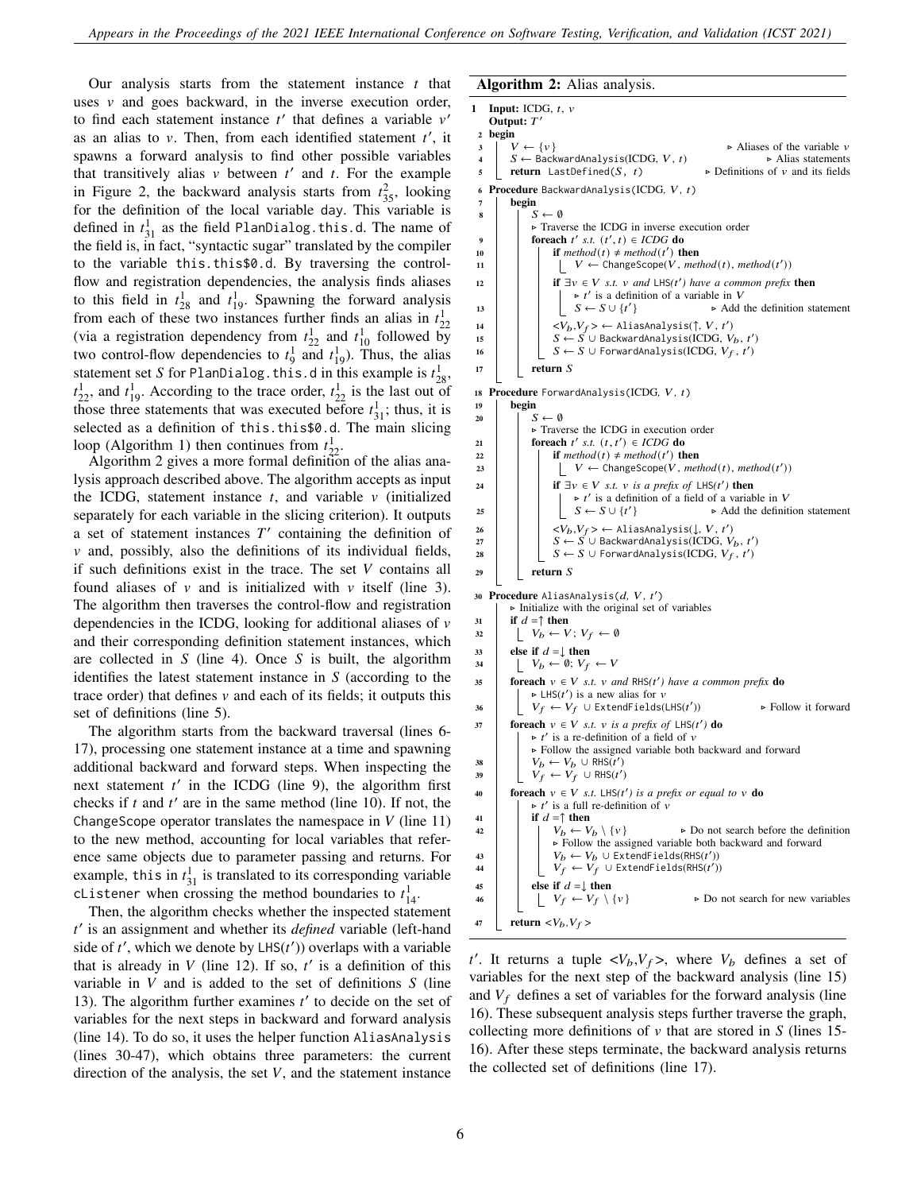Our analysis starts from the statement instance $t$ that uses $v$ and goes backward, in the inverse execution order, to find each statement instance $t'$ that defines a variable $v'$ as an alias to $v$. Then, from each identified statement $t'$, it spawns a forward analysis to find other possible variables that transitively alias $v$ between $t'$ and $t$. For the example in Figure 2, the backward analysis starts from $t^2_{35}$, looking for the definition of the local variable day. This variable is defined in $t^1_{31}$ as the field PlanDialog.this.d. The name of the field is, in fact, "syntactic sugar" translated by the compiler to the variable this.this$0.d. By traversing the control-flow and registration dependencies, the analysis finds aliases to this field in $t^1_{28}$ and $t^1_{19}$. Spawning the forward analysis from each of these two instances further finds an alias in $t^1_{22}$ (via a registration dependency from $t^1_{22}$ and $t^1_{10}$ followed by two control-flow dependencies to $t^1_9$ and $t^1_{19}$). Thus, the alias statement set $S$ for PlanDialog.this.d in this example is $t^1_{28}$, $t^1_{22}$, and $t^1_{19}$. According to the trace order, $t^1_{22}$ is the last out of those three statements that was executed before $t^1_{31}$; thus, it is selected as a definition of this.this$0.d. The main slicing loop (Algorithm 1) then continues from $t^1_{22}$.

Algorithm 2 gives a more formal definition of the alias analysis approach described above. The algorithm accepts as input the ICDG, statement instance $t$, and variable $v$ (initialized separately for each variable in the slicing criterion). It outputs a set of statement instances $T'$ containing the definition of $v$ and, possibly, also the definitions of its individual fields, if such definitions exist in the trace. The set $V$ contains all found aliases of $v$ and is initialized with $v$ itself (line 3). The algorithm then traverses the control-flow and registration dependencies in the ICDG, looking for additional aliases of $v$ and their corresponding definition statement instances, which are collected in $S$ (line 4). Once $S$ is built, the algorithm identifies the latest statement instance in $S$ (according to the trace order) that defines $v$ and each of its fields; it outputs this set of definitions (line 5).

The algorithm starts from the backward traversal (lines 6-17), processing one statement instance at a time and spawning additional backward and forward steps. When inspecting the next statement $t'$ in the ICDG (line 9), the algorithm first checks if $t$ and $t'$ are in the same method (line 10). If not, the ChangeScope operator translates the namespace in $V$ (line 11) to the new method, accounting for local variables that reference same objects due to parameter passing and returns. For example, this in $t^1_{31}$ is translated to its corresponding variable cListener when crossing the method boundaries to $t^1_{14}$.

Then, the algorithm checks whether the inspected statement $t'$ is an assignment and whether its *defined* variable (left-hand side of $t'$, which we denote by LHS($t'$)) overlaps with a variable that is already in $V$ (line 12). If so, $t'$ is a definition of this variable in $V$ and is added to the set of definitions $S$ (line 13). The algorithm further examines $t'$ to decide on the set of variables for the next steps in backward and forward analysis (line 14). To do so, it uses the helper function AliasAnalysis (lines 30-47), which obtains three parameters: the current direction of the analysis, the set $V$, and the statement instance $t'$. It returns a tuple $<V_b, V_f>$, where $V_b$ defines a set of variables for the next step of the backward analysis (line 15) and $V_f$ defines a set of variables for the forward analysis (line 16). These subsequent analysis steps further traverse the graph, collecting more definitions of $v$ that are stored in $S$ (lines 15-16). After these steps terminate, the backward analysis returns the collected set of definitions (line 17).

**Algorithm 2:** Alias analysis.

```
1  Input: ICDG, t, v
   Output: T'
2  begin
3      V ← {v}                                   ▷ Aliases of the variable v
4      S ← BackwardAnalysis(ICDG, V, t)          ▷ Alias statements
5      return LastDefined(S, t)                  ▷ Definitions of v and its fields
6  Procedure BackwardAnalysis(ICDG, V, t)
7      begin
8          S ← ∅
           ▷ Traverse the ICDG in inverse execution order
9          foreach t' s.t. (t', t) ∈ ICDG do
10             if method(t) ≠ method(t') then
11                 V ← ChangeScope(V, method(t), method(t'))
12             if ∃v ∈ V s.t. v and LHS(t') have a common prefix then
                   ▷ t' is a definition of a variable in V
13                 S ← S ∪ {t'}                  ▷ Add the definition statement
14             <V_b,V_f> ← AliasAnalysis(↑, V, t')
15             S ← S ∪ BackwardAnalysis(ICDG, V_b, t')
16             S ← S ∪ ForwardAnalysis(ICDG, V_f, t')
17         return S
18 Procedure ForwardAnalysis(ICDG, V, t)
19     begin
20         S ← ∅
           ▷ Traverse the ICDG in execution order
21         foreach t' s.t. (t, t') ∈ ICDG do
22             if method(t) ≠ method(t') then
23                 V ← ChangeScope(V, method(t), method(t'))
24             if ∃v ∈ V s.t. v is a prefix of LHS(t') then
                   ▷ t' is a definition of a field of a variable in V
25                 S ← S ∪ {t'}                  ▷ Add the definition statement
26             <V_b,V_f> ← AliasAnalysis(↓, V, t')
27             S ← S ∪ BackwardAnalysis(ICDG, V_b, t')
28             S ← S ∪ ForwardAnalysis(ICDG, V_f, t')
29         return S
30 Procedure AliasAnalysis(d, V, t')
       ▷ Initialize with the original set of variables
31     if d =↑ then
32         V_b ← V; V_f ← ∅
33     else if d =↓ then
34         V_b ← ∅; V_f ← V
35     foreach v ∈ V s.t. v and RHS(t') have a common prefix do
           ▷ LHS(t') is a new alias for v
36         V_f ← V_f ∪ ExtendFields(LHS(t'))     ▷ Follow it forward
37     foreach v ∈ V s.t. v is a prefix of LHS(t') do
           ▷ t' is a re-definition of a field of v
           ▷ Follow the assigned variable both backward and forward
38         V_b ← V_b ∪ RHS(t')
39         V_f ← V_f ∪ RHS(t')
40     foreach v ∈ V s.t. LHS(t') is a prefix or equal to v do
           ▷ t' is a full re-definition of v
41         if d =↑ then
42             V_b ← V_b \ {v}                   ▷ Do not search before the definition
               ▷ Follow the assigned variable both backward and forward
43             V_b ← V_b ∪ ExtendFields(RHS(t'))
44             V_f ← V_f ∪ ExtendFields(RHS(t'))
45         else if d =↓ then
46             V_f ← V_f \ {v}                   ▷ Do not search for new variables
47     return <V_b,V_f>
```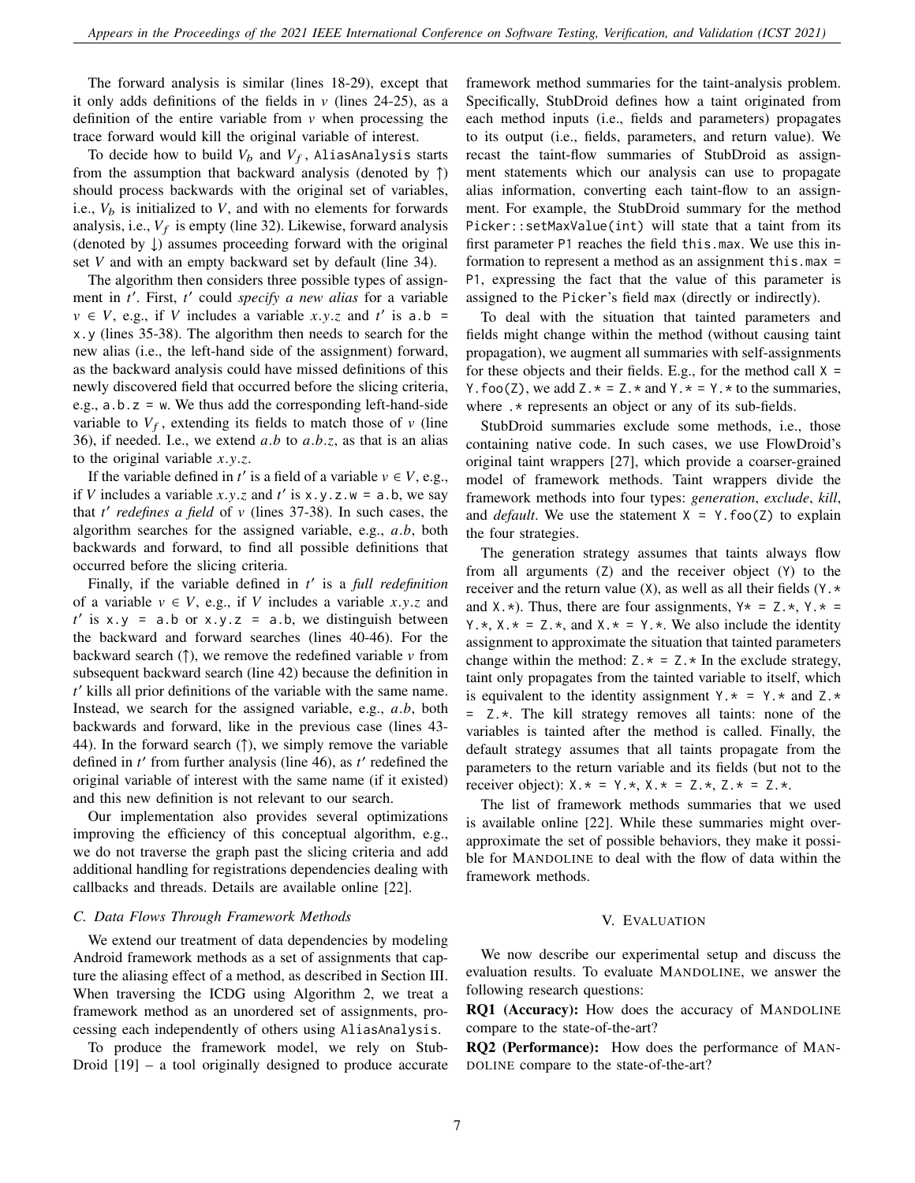The forward analysis is similar (lines 18-29), except that it only adds definitions of the fields in $v$ (lines 24-25), as a definition of the entire variable from $v$ when processing the trace forward would kill the original variable of interest.

To decide how to build $V_b$ and $V_f$, `AliasAnalysis` starts from the assumption that backward analysis (denoted by ↑) should process backwards with the original set of variables, i.e., $V_b$ is initialized to $V$, and with no elements for forwards analysis, i.e., $V_f$ is empty (line 32). Likewise, forward analysis (denoted by ↓) assumes proceeding forward with the original set $V$ and with an empty backward set by default (line 34).

The algorithm then considers three possible types of assignment in $t'$. First, $t'$ could *specify a new alias* for a variable $v \in V$, e.g., if $V$ includes a variable $x.y.z$ and $t'$ is `a.b = x.y` (lines 35-38). The algorithm then needs to search for the new alias (i.e., the left-hand side of the assignment) forward, as the backward analysis could have missed definitions of this newly discovered field that occurred before the slicing criteria, e.g., `a.b.z = w`. We thus add the corresponding left-hand-side variable to $V_f$, extending its fields to match those of $v$ (line 36), if needed. I.e., we extend $a.b$ to $a.b.z$, as that is an alias to the original variable $x.y.z$.

If the variable defined in $t'$ is a field of a variable $v \in V$, e.g., if $V$ includes a variable $x.y.z$ and $t'$ is `x.y.z.w = a.b`, we say that $t'$ *redefines a field* of $v$ (lines 37-38). In such cases, the algorithm searches for the assigned variable, e.g., $a.b$, both backwards and forward, to find all possible definitions that occurred before the slicing criteria.

Finally, if the variable defined in $t'$ is a *full redefinition* of a variable $v \in V$, e.g., if $V$ includes a variable $x.y.z$ and $t'$ is `x.y = a.b` or `x.y.z = a.b`, we distinguish between the backward and forward searches (lines 40-46). For the backward search (↑), we remove the redefined variable $v$ from subsequent backward search (line 42) because the definition in $t'$ kills all prior definitions of the variable with the same name. Instead, we search for the assigned variable, e.g., $a.b$, both backwards and forward, like in the previous case (lines 43-44). In the forward search (↑), we simply remove the variable defined in $t'$ from further analysis (line 46), as $t'$ redefined the original variable of interest with the same name (if it existed) and this new definition is not relevant to our search.

Our implementation also provides several optimizations improving the efficiency of this conceptual algorithm, e.g., we do not traverse the graph past the slicing criteria and add additional handling for registrations dependencies dealing with callbacks and threads. Details are available online [22].

### C. Data Flows Through Framework Methods

We extend our treatment of data dependencies by modeling Android framework methods as a set of assignments that capture the aliasing effect of a method, as described in Section III. When traversing the ICDG using Algorithm 2, we treat a framework method as an unordered set of assignments, processing each independently of others using `AliasAnalysis`.

To produce the framework model, we rely on StubDroid [19] – a tool originally designed to produce accurate framework method summaries for the taint-analysis problem. Specifically, StubDroid defines how a taint originated from each method inputs (i.e., fields and parameters) propagates to its output (i.e., fields, parameters, and return value). We recast the taint-flow summaries of StubDroid as assignment statements which our analysis can use to propagate alias information, converting each taint-flow to an assignment. For example, the StubDroid summary for the method `Picker::setMaxValue(int)` will state that a taint from its first parameter `P1` reaches the field `this.max`. We use this information to represent a method as an assignment `this.max = P1`, expressing the fact that the value of this parameter is assigned to the `Picker`'s field `max` (directly or indirectly).

To deal with the situation that tainted parameters and fields might change within the method (without causing taint propagation), we augment all summaries with self-assignments for these objects and their fields. E.g., for the method call `X = Y.foo(Z)`, we add `Z.* = Z.*` and `Y.* = Y.*` to the summaries, where `.*` represents an object or any of its sub-fields.

StubDroid summaries exclude some methods, i.e., those containing native code. In such cases, we use FlowDroid's original taint wrappers [27], which provide a coarser-grained model of framework methods. Taint wrappers divide the framework methods into four types: *generation*, *exclude*, *kill*, and *default*. We use the statement `X = Y.foo(Z)` to explain the four strategies.

The generation strategy assumes that taints always flow from all arguments (`Z`) and the receiver object (`Y`) to the receiver and the return value (`X`), as well as all their fields (`Y.*` and `X.*`). Thus, there are four assignments, `Y* = Z.*`, `Y.* = Y.*`, `X.* = Z.*`, and `X.* = Y.*`. We also include the identity assignment to approximate the situation that tainted parameters change within the method: `Z.* = Z.*` In the exclude strategy, taint only propagates from the tainted variable to itself, which is equivalent to the identity assignment `Y.* = Y.*` and `Z.* = Z.*`. The kill strategy removes all taints: none of the variables is tainted after the method is called. Finally, the default strategy assumes that all taints propagate from the parameters to the return variable and its fields (but not to the receiver object): `X.* = Y.*`, `X.* = Z.*`, `Z.* = Z.*`.

The list of framework methods summaries that we used is available online [22]. While these summaries might over-approximate the set of possible behaviors, they make it possible for MANDOLINE to deal with the flow of data within the framework methods.

## V. EVALUATION

We now describe our experimental setup and discuss the evaluation results. To evaluate MANDOLINE, we answer the following research questions:

**RQ1 (Accuracy):** How does the accuracy of MANDOLINE compare to the state-of-the-art?

**RQ2 (Performance):** How does the performance of MANDOLINE compare to the state-of-the-art?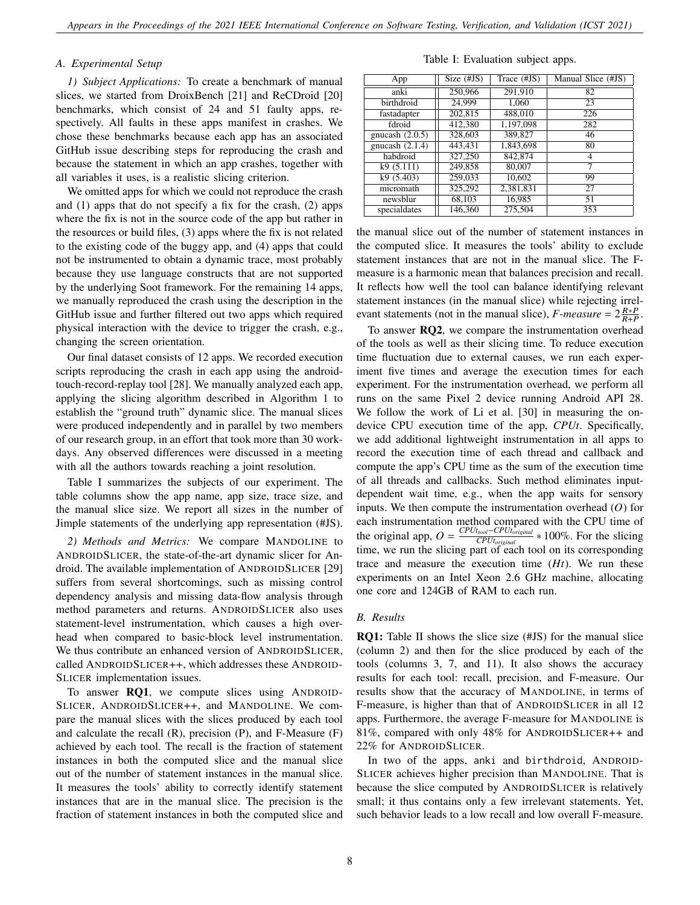### A. Experimental Setup

*1) Subject Applications:* To create a benchmark of manual slices, we started from DroixBench [21] and ReCDroid [20] benchmarks, which consist of 24 and 51 faulty apps, respectively. All faults in these apps manifest in crashes. We chose these benchmarks because each app has an associated GitHub issue describing steps for reproducing the crash and because the statement in which an app crashes, together with all variables it uses, is a realistic slicing criterion.

We omitted apps for which we could not reproduce the crash and (1) apps that do not specify a fix for the crash, (2) apps where the fix is not in the source code of the app but rather in the resources or build files, (3) apps where the fix is not related to the existing code of the buggy app, and (4) apps that could not be instrumented to obtain a dynamic trace, most probably because they use language constructs that are not supported by the underlying Soot framework. For the remaining 14 apps, we manually reproduced the crash using the description in the GitHub issue and further filtered out two apps which required physical interaction with the device to trigger the crash, e.g., changing the screen orientation.

Our final dataset consists of 12 apps. We recorded execution scripts reproducing the crash in each app using the android-touch-record-replay tool [28]. We manually analyzed each app, applying the slicing algorithm described in Algorithm 1 to establish the "ground truth" dynamic slice. The manual slices were produced independently and in parallel by two members of our research group, in an effort that took more than 30 work-days. Any observed differences were discussed in a meeting with all the authors towards reaching a joint resolution.

Table I summarizes the subjects of our experiment. The table columns show the app name, app size, trace size, and the manual slice size. We report all sizes in the number of Jimple statements of the underlying app representation (#JS).

Table I: Evaluation subject apps.

| App | Size (#JS) | Trace (#JS) | Manual Slice (#JS) |
|---|---|---|---|
| anki | 250,966 | 291,910 | 82 |
| birthdroid | 24,999 | 1,060 | 23 |
| fastadapter | 202,815 | 488,010 | 226 |
| fdroid | 412,380 | 1,197,098 | 282 |
| gnucash (2.0.5) | 328,603 | 389,827 | 46 |
| gnucash (2.1.4) | 443,431 | 1,843,698 | 80 |
| habdroid | 327,250 | 842,874 | 4 |
| k9 (5.111) | 249,858 | 80,007 | 7 |
| k9 (5.403) | 259,033 | 10,602 | 99 |
| micromath | 325,292 | 2,381,831 | 27 |
| newsblur | 68,103 | 16,985 | 51 |
| specialdates | 146,360 | 275,504 | 353 |

*2) Methods and Metrics:* We compare MANDOLINE to ANDROIDSLICER, the state-of-the-art dynamic slicer for Android. The available implementation of ANDROIDSLICER [29] suffers from several shortcomings, such as missing control dependency analysis and missing data-flow analysis through method parameters and returns. ANDROIDSLICER also uses statement-level instrumentation, which causes a high overhead when compared to basic-block level instrumentation. We thus contribute an enhanced version of ANDROIDSLICER, called ANDROIDSLICER++, which addresses these ANDROIDSLICER implementation issues.

To answer **RQ1**, we compute slices using ANDROIDSLICER, ANDROIDSLICER++, and MANDOLINE. We compare the manual slices with the slices produced by each tool and calculate the recall (R), precision (P), and F-Measure (F) achieved by each tool. The recall is the fraction of statement instances in both the computed slice and the manual slice out of the number of statement instances in the manual slice. It measures the tools' ability to correctly identify statement instances that are in the manual slice. The precision is the fraction of statement instances in both the computed slice and the manual slice out of the number of statement instances in the computed slice. It measures the tools' ability to exclude statement instances that are not in the manual slice. The F-measure is a harmonic mean that balances precision and recall. It reflects how well the tool can balance identifying relevant statement instances (in the manual slice) while rejecting irrelevant statements (not in the manual slice), *F-measure* = $2\frac{R*P}{R+P}$.

To answer **RQ2**, we compare the instrumentation overhead of the tools as well as their slicing time. To reduce execution time fluctuation due to external causes, we run each experiment five times and average the execution times for each experiment. For the instrumentation overhead, we perform all runs on the same Pixel 2 device running Android API 28. We follow the work of Li et al. [30] in measuring the on-device CPU execution time of the app, *CPUt*. Specifically, we add additional lightweight instrumentation in all apps to record the execution time of each thread and callback and compute the app's CPU time as the sum of the execution time of all threads and callbacks. Such method eliminates input-dependent wait time, e.g., when the app waits for sensory inputs. We then compute the instrumentation overhead ($O$) for each instrumentation method compared with the CPU time of the original app, $O = \frac{CPUt_{tool} - CPUt_{original}}{CPUt_{original}} * 100\%$. For the slicing time, we run the slicing part of each tool on its corresponding trace and measure the execution time ($Ht$). We run these experiments on an Intel Xeon 2.6 GHz machine, allocating one core and 124GB of RAM to each run.

### B. Results

**RQ1:** Table II shows the slice size (#JS) for the manual slice (column 2) and then for the slice produced by each of the tools (columns 3, 7, and 11). It also shows the accuracy results for each tool: recall, precision, and F-measure. Our results show that the accuracy of MANDOLINE, in terms of F-measure, is higher than that of ANDROIDSLICER in all 12 apps. Furthermore, the average F-measure for MANDOLINE is 81%, compared with only 48% for ANDROIDSLICER++ and 22% for ANDROIDSLICER.

In two of the apps, anki and birthdroid, ANDROIDSLICER achieves higher precision than MANDOLINE. That is because the slice computed by ANDROIDSLICER is relatively small; it thus contains only a few irrelevant statements. Yet, such behavior leads to a low recall and low overall F-measure.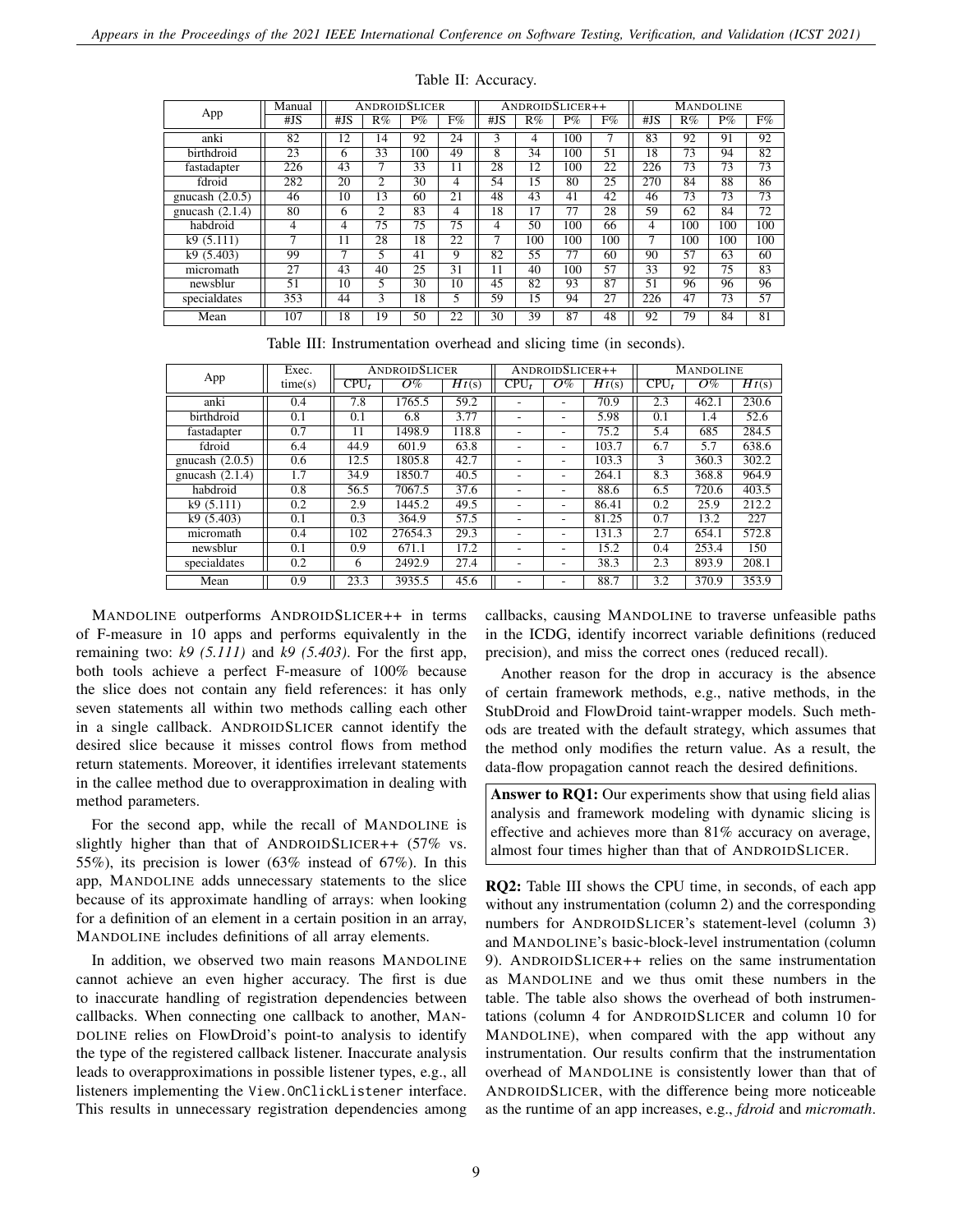Table II: Accuracy.

| App | Manual | AndroidSlicer | | | | AndroidSlicer++ | | | | Mandoline | | | |
|---|---|---|---|---|---|---|---|---|---|---|---|---|---|
| | #JS | #JS | R% | P% | F% | #JS | R% | P% | F% | #JS | R% | P% | F% |
| anki | 82 | 12 | 14 | 92 | 24 | 3 | 4 | 100 | 7 | 83 | 92 | 91 | 92 |
| birthdroid | 23 | 6 | 33 | 100 | 49 | 8 | 34 | 100 | 51 | 18 | 73 | 94 | 82 |
| fastadapter | 226 | 43 | 7 | 33 | 11 | 28 | 12 | 100 | 22 | 226 | 73 | 73 | 73 |
| fdroid | 282 | 20 | 2 | 30 | 4 | 54 | 15 | 80 | 25 | 270 | 84 | 88 | 86 |
| gnucash (2.0.5) | 46 | 10 | 13 | 60 | 21 | 48 | 43 | 41 | 42 | 46 | 73 | 73 | 73 |
| gnucash (2.1.4) | 80 | 6 | 2 | 83 | 4 | 18 | 17 | 77 | 28 | 59 | 62 | 84 | 72 |
| habdroid | 4 | 4 | 75 | 75 | 75 | 4 | 50 | 100 | 66 | 4 | 100 | 100 | 100 |
| k9 (5.111) | 7 | 11 | 28 | 18 | 22 | 7 | 100 | 100 | 100 | 7 | 100 | 100 | 100 |
| k9 (5.403) | 99 | 7 | 5 | 41 | 9 | 82 | 55 | 77 | 60 | 90 | 57 | 63 | 60 |
| micromath | 27 | 43 | 40 | 25 | 31 | 11 | 40 | 100 | 57 | 33 | 92 | 75 | 83 |
| newsblur | 51 | 10 | 5 | 30 | 10 | 45 | 82 | 93 | 87 | 51 | 96 | 96 | 96 |
| specialdates | 353 | 44 | 3 | 18 | 5 | 59 | 15 | 94 | 27 | 226 | 47 | 73 | 57 |
| Mean | 107 | 18 | 19 | 50 | 22 | 30 | 39 | 87 | 48 | 92 | 79 | 84 | 81 |

Table III: Instrumentation overhead and slicing time (in seconds).

| App | Exec. time(s) | AndroidSlicer | | | AndroidSlicer++ | | | Mandoline | | |
|---|---|---|---|---|---|---|---|---|---|---|
| | | $CPU_t$ | $O\%$ | $Ht$(s) | $CPU_t$ | $O\%$ | $Ht$(s) | $CPU_t$ | $O\%$ | $Ht$(s) |
| anki | 0.4 | 7.8 | 1765.5 | 59.2 | - | - | 70.9 | 2.3 | 462.1 | 230.6 |
| birthdroid | 0.1 | 0.1 | 6.8 | 3.77 | - | - | 5.98 | 0.1 | 1.4 | 52.6 |
| fastadapter | 0.7 | 11 | 1498.9 | 118.8 | - | - | 75.2 | 5.4 | 685 | 284.5 |
| fdroid | 6.4 | 44.9 | 601.9 | 63.8 | - | - | 103.7 | 6.7 | 5.7 | 638.6 |
| gnucash (2.0.5) | 0.6 | 12.5 | 1805.8 | 42.7 | - | - | 103.3 | 3 | 360.3 | 302.2 |
| gnucash (2.1.4) | 1.7 | 34.9 | 1850.7 | 40.5 | - | - | 264.1 | 8.3 | 368.8 | 964.9 |
| habdroid | 0.8 | 56.5 | 7067.5 | 37.6 | - | - | 88.6 | 6.5 | 720.6 | 403.5 |
| k9 (5.111) | 0.2 | 2.9 | 1445.2 | 49.5 | - | - | 86.41 | 0.2 | 25.9 | 212.2 |
| k9 (5.403) | 0.1 | 0.3 | 364.9 | 57.5 | - | - | 81.25 | 0.7 | 13.2 | 227 |
| micromath | 0.4 | 102 | 27654.3 | 29.3 | - | - | 131.3 | 2.7 | 654.1 | 572.8 |
| newsblur | 0.1 | 0.9 | 671.1 | 17.2 | - | - | 15.2 | 0.4 | 253.4 | 150 |
| specialdates | 0.2 | 6 | 2492.9 | 27.4 | - | - | 38.3 | 2.3 | 893.9 | 208.1 |
| Mean | 0.9 | 23.3 | 3935.5 | 45.6 | - | - | 88.7 | 3.2 | 370.9 | 353.9 |

Mandoline outperforms AndroidSlicer++ in terms of F-measure in 10 apps and performs equivalently in the remaining two: *k9 (5.111)* and *k9 (5.403)*. For the first app, both tools achieve a perfect F-measure of 100% because the slice does not contain any field references: it has only seven statements all within two methods calling each other in a single callback. AndroidSlicer cannot identify the desired slice because it misses control flows from method return statements. Moreover, it identifies irrelevant statements in the callee method due to overapproximation in dealing with method parameters.

For the second app, while the recall of Mandoline is slightly higher than that of AndroidSlicer++ (57% vs. 55%), its precision is lower (63% instead of 67%). In this app, Mandoline adds unnecessary statements to the slice because of its approximate handling of arrays: when looking for a definition of an element in a certain position in an array, Mandoline includes definitions of all array elements.

In addition, we observed two main reasons Mandoline cannot achieve an even higher accuracy. The first is due to inaccurate handling of registration dependencies between callbacks. When connecting one callback to another, Mandoline relies on FlowDroid's point-to analysis to identify the type of the registered callback listener. Inaccurate analysis leads to overapproximations in possible listener types, e.g., all listeners implementing the `View.OnClickListener` interface. This results in unnecessary registration dependencies among callbacks, causing Mandoline to traverse unfeasible paths in the ICDG, identify incorrect variable definitions (reduced precision), and miss the correct ones (reduced recall).

Another reason for the drop in accuracy is the absence of certain framework methods, e.g., native methods, in the StubDroid and FlowDroid taint-wrapper models. Such methods are treated with the default strategy, which assumes that the method only modifies the return value. As a result, the data-flow propagation cannot reach the desired definitions.

**Answer to RQ1:** Our experiments show that using field alias analysis and framework modeling with dynamic slicing is effective and achieves more than 81% accuracy on average, almost four times higher than that of AndroidSlicer.

**RQ2:** Table III shows the CPU time, in seconds, of each app without any instrumentation (column 2) and the corresponding numbers for AndroidSlicer's statement-level (column 3) and Mandoline's basic-block-level instrumentation (column 9). AndroidSlicer++ relies on the same instrumentation as Mandoline and we thus omit these numbers in the table. The table also shows the overhead of both instrumentations (column 4 for AndroidSlicer and column 10 for Mandoline), when compared with the app without any instrumentation. Our results confirm that the instrumentation overhead of Mandoline is consistently lower than that of AndroidSlicer, with the difference being more noticeable as the runtime of an app increases, e.g., *fdroid* and *micromath*.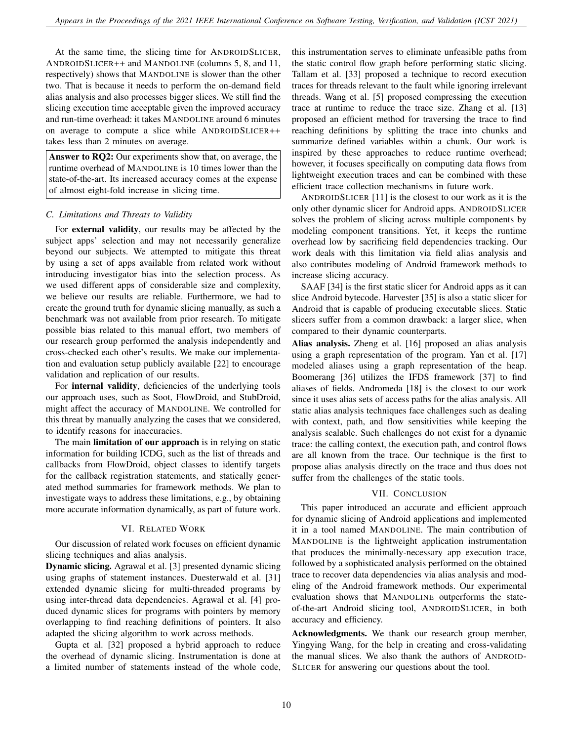At the same time, the slicing time for ANDROIDSLICER, ANDROIDSLICER++ and MANDOLINE (columns 5, 8, and 11, respectively) shows that MANDOLINE is slower than the other two. That is because it needs to perform the on-demand field alias analysis and also processes bigger slices. We still find the slicing execution time acceptable given the improved accuracy and run-time overhead: it takes MANDOLINE around 6 minutes on average to compute a slice while ANDROIDSLICER++ takes less than 2 minutes on average.

**Answer to RQ2:** Our experiments show that, on average, the runtime overhead of MANDOLINE is 10 times lower than the state-of-the-art. Its increased accuracy comes at the expense of almost eight-fold increase in slicing time.

### C. Limitations and Threats to Validity

For **external validity**, our results may be affected by the subject apps' selection and may not necessarily generalize beyond our subjects. We attempted to mitigate this threat by using a set of apps available from related work without introducing investigator bias into the selection process. As we used different apps of considerable size and complexity, we believe our results are reliable. Furthermore, we had to create the ground truth for dynamic slicing manually, as such a benchmark was not available from prior research. To mitigate possible bias related to this manual effort, two members of our research group performed the analysis independently and cross-checked each other's results. We make our implementation and evaluation setup publicly available [22] to encourage validation and replication of our results.

For **internal validity**, deficiencies of the underlying tools our approach uses, such as Soot, FlowDroid, and StubDroid, might affect the accuracy of MANDOLINE. We controlled for this threat by manually analyzing the cases that we considered, to identify reasons for inaccuracies.

The main **limitation of our approach** is in relying on static information for building ICDG, such as the list of threads and callbacks from FlowDroid, object classes to identify targets for the callback registration statements, and statically generated method summaries for framework methods. We plan to investigate ways to address these limitations, e.g., by obtaining more accurate information dynamically, as part of future work.

## VI. RELATED WORK

Our discussion of related work focuses on efficient dynamic slicing techniques and alias analysis.

**Dynamic slicing.** Agrawal et al. [3] presented dynamic slicing using graphs of statement instances. Duesterwald et al. [31] extended dynamic slicing for multi-threaded programs by using inter-thread data dependencies. Agrawal et al. [4] produced dynamic slices for programs with pointers by memory overlapping to find reaching definitions of pointers. It also adapted the slicing algorithm to work across methods.

Gupta et al. [32] proposed a hybrid approach to reduce the overhead of dynamic slicing. Instrumentation is done at a limited number of statements instead of the whole code, this instrumentation serves to eliminate unfeasible paths from the static control flow graph before performing static slicing. Tallam et al. [33] proposed a technique to record execution traces for threads relevant to the fault while ignoring irrelevant threads. Wang et al. [5] proposed compressing the execution trace at runtime to reduce the trace size. Zhang et al. [13] proposed an efficient method for traversing the trace to find reaching definitions by splitting the trace into chunks and summarize defined variables within a chunk. Our work is inspired by these approaches to reduce runtime overhead; however, it focuses specifically on computing data flows from lightweight execution traces and can be combined with these efficient trace collection mechanisms in future work.

ANDROIDSLICER [11] is the closest to our work as it is the only other dynamic slicer for Android apps. ANDROIDSLICER solves the problem of slicing across multiple components by modeling component transitions. Yet, it keeps the runtime overhead low by sacrificing field dependencies tracking. Our work deals with this limitation via field alias analysis and also contributes modeling of Android framework methods to increase slicing accuracy.

SAAF [34] is the first static slicer for Android apps as it can slice Android bytecode. Harvester [35] is also a static slicer for Android that is capable of producing executable slices. Static slicers suffer from a common drawback: a larger slice, when compared to their dynamic counterparts.

**Alias analysis.** Zheng et al. [16] proposed an alias analysis using a graph representation of the program. Yan et al. [17] modeled aliases using a graph representation of the heap. Boomerang [36] utilizes the IFDS framework [37] to find aliases of fields. Andromeda [18] is the closest to our work since it uses alias sets of access paths for the alias analysis. All static alias analysis techniques face challenges such as dealing with context, path, and flow sensitivities while keeping the analysis scalable. Such challenges do not exist for a dynamic trace: the calling context, the execution path, and control flows are all known from the trace. Our technique is the first to propose alias analysis directly on the trace and thus does not suffer from the challenges of the static tools.

## VII. CONCLUSION

This paper introduced an accurate and efficient approach for dynamic slicing of Android applications and implemented it in a tool named MANDOLINE. The main contribution of MANDOLINE is the lightweight application instrumentation that produces the minimally-necessary app execution trace, followed by a sophisticated analysis performed on the obtained trace to recover data dependencies via alias analysis and modeling of the Android framework methods. Our experimental evaluation shows that MANDOLINE outperforms the state-of-the-art Android slicing tool, ANDROIDSLICER, in both accuracy and efficiency.

**Acknowledgments.** We thank our research group member, Yingying Wang, for the help in creating and cross-validating the manual slices. We also thank the authors of ANDROIDSLICER for answering our questions about the tool.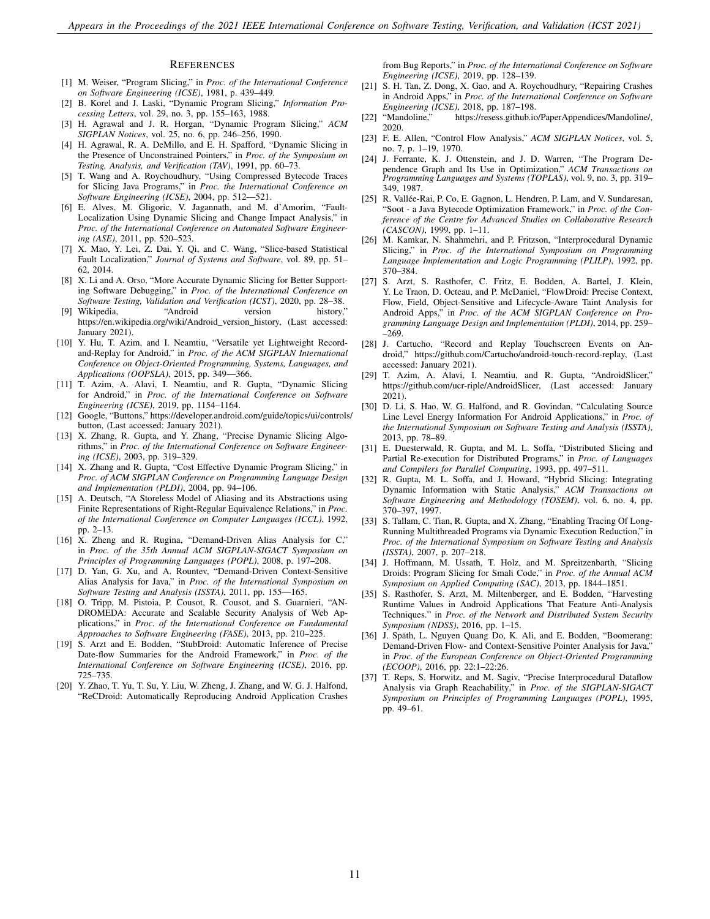## References

[1] M. Weiser, "Program Slicing," in *Proc. of the International Conference on Software Engineering (ICSE)*, 1981, p. 439–449.

[2] B. Korel and J. Laski, "Dynamic Program Slicing," *Information Processing Letters*, vol. 29, no. 3, pp. 155–163, 1988.

[3] H. Agrawal and J. R. Horgan, "Dynamic Program Slicing," *ACM SIGPLAN Notices*, vol. 25, no. 6, pp. 246–256, 1990.

[4] H. Agrawal, R. A. DeMillo, and E. H. Spafford, "Dynamic Slicing in the Presence of Unconstrained Pointers," in *Proc. of the Symposium on Testing, Analysis, and Verification (TAV)*, 1991, pp. 60–73.

[5] T. Wang and A. Roychoudhury, "Using Compressed Bytecode Traces for Slicing Java Programs," in *Proc. the International Conference on Software Engineering (ICSE)*, 2004, pp. 512—521.

[6] E. Alves, M. Gligoric, V. Jagannath, and M. d'Amorim, "Fault-Localization Using Dynamic Slicing and Change Impact Analysis," in *Proc. of the International Conference on Automated Software Engineering (ASE)*, 2011, pp. 520–523.

[7] X. Mao, Y. Lei, Z. Dai, Y. Qi, and C. Wang, "Slice-based Statistical Fault Localization," *Journal of Systems and Software*, vol. 89, pp. 51–62, 2014.

[8] X. Li and A. Orso, "More Accurate Dynamic Slicing for Better Supporting Software Debugging," in *Proc. of the International Conference on Software Testing, Validation and Verification (ICST)*, 2020, pp. 28–38.

[9] Wikipedia, "Android version history," https://en.wikipedia.org/wiki/Android_version_history, (Last accessed: January 2021).

[10] Y. Hu, T. Azim, and I. Neamtiu, "Versatile yet Lightweight Record-and-Replay for Android," in *Proc. of the ACM SIGPLAN International Conference on Object-Oriented Programming, Systems, Languages, and Applications (OOPSLA)*, 2015, pp. 349—366.

[11] T. Azim, A. Alavi, I. Neamtiu, and R. Gupta, "Dynamic Slicing for Android," in *Proc. of the International Conference on Software Engineering (ICSE)*, 2019, pp. 1154–1164.

[12] Google, "Buttons," https://developer.android.com/guide/topics/ui/controls/button, (Last accessed: January 2021).

[13] X. Zhang, R. Gupta, and Y. Zhang, "Precise Dynamic Slicing Algorithms," in *Proc. of the International Conference on Software Engineering (ICSE)*, 2003, pp. 319–329.

[14] X. Zhang and R. Gupta, "Cost Effective Dynamic Program Slicing," in *Proc. of ACM SIGPLAN Conference on Programming Language Design and Implementation (PLDI)*, 2004, pp. 94–106.

[15] A. Deutsch, "A Storeless Model of Aliasing and its Abstractions using Finite Representations of Right-Regular Equivalence Relations," in *Proc. of the International Conference on Computer Languages (ICCL)*, 1992, pp. 2–13.

[16] X. Zheng and R. Rugina, "Demand-Driven Alias Analysis for C," in *Proc. of the 35th Annual ACM SIGPLAN-SIGACT Symposium on Principles of Programming Languages (POPL)*, 2008, p. 197–208.

[17] D. Yan, G. Xu, and A. Rountev, "Demand-Driven Context-Sensitive Alias Analysis for Java," in *Proc. of the International Symposium on Software Testing and Analysis (ISSTA)*, 2011, pp. 155—165.

[18] O. Tripp, M. Pistoia, P. Cousot, R. Cousot, and S. Guarnieri, "ANDROMEDA: Accurate and Scalable Security Analysis of Web Applications," in *Proc. of the International Conference on Fundamental Approaches to Software Engineering (FASE)*, 2013, pp. 210–225.

[19] S. Arzt and E. Bodden, "StubDroid: Automatic Inference of Precise Date-flow Summaries for the Android Framework," in *Proc. of the International Conference on Software Engineering (ICSE)*, 2016, pp. 725–735.

[20] Y. Zhao, T. Yu, T. Su, Y. Liu, W. Zheng, J. Zhang, and W. G. J. Halfond, "ReCDroid: Automatically Reproducing Android Application Crashes from Bug Reports," in *Proc. of the International Conference on Software Engineering (ICSE)*, 2019, pp. 128–139.

[21] S. H. Tan, Z. Dong, X. Gao, and A. Roychoudhury, "Repairing Crashes in Android Apps," in *Proc. of the International Conference on Software Engineering (ICSE)*, 2018, pp. 187–198.

[22] "Mandoline," https://resess.github.io/PaperAppendices/Mandoline/, 2020.

[23] F. E. Allen, "Control Flow Analysis," *ACM SIGPLAN Notices*, vol. 5, no. 7, p. 1–19, 1970.

[24] J. Ferrante, K. J. Ottenstein, and J. D. Warren, "The Program Dependence Graph and Its Use in Optimization," *ACM Transactions on Programming Languages and Systems (TOPLAS)*, vol. 9, no. 3, pp. 319–349, 1987.

[25] R. Vallée-Rai, P. Co, E. Gagnon, L. Hendren, P. Lam, and V. Sundaresan, "Soot - a Java Bytecode Optimization Framework," in *Proc. of the Conference of the Centre for Advanced Studies on Collaborative Research (CASCON)*, 1999, pp. 1–11.

[26] M. Kamkar, N. Shahmehri, and P. Fritzson, "Interprocedural Dynamic Slicing," in *Proc. of the International Symposium on Programming Language Implementation and Logic Programming (PLILP)*, 1992, pp. 370–384.

[27] S. Arzt, S. Rasthofer, C. Fritz, E. Bodden, A. Bartel, J. Klein, Y. Le Traon, D. Octeau, and P. McDaniel, "FlowDroid: Precise Context, Flow, Field, Object-Sensitive and Lifecycle-Aware Taint Analysis for Android Apps," in *Proc. of the ACM SIGPLAN Conference on Programming Language Design and Implementation (PLDI)*, 2014, pp. 259–269.

[28] J. Cartucho, "Record and Replay Touchscreen Events on Android," https://github.com/Cartucho/android-touch-record-replay, (Last accessed: January 2021).

[29] T. Azim, A. Alavi, I. Neamtiu, and R. Gupta, "AndroidSlicer," https://github.com/ucr-riple/AndroidSlicer, (Last accessed: January 2021).

[30] D. Li, S. Hao, W. G. Halfond, and R. Govindan, "Calculating Source Line Level Energy Information For Android Applications," in *Proc. of the International Symposium on Software Testing and Analysis (ISSTA)*, 2013, pp. 78–89.

[31] E. Duesterwald, R. Gupta, and M. L. Soffa, "Distributed Slicing and Partial Re-execution for Distributed Programs," in *Proc. of Languages and Compilers for Parallel Computing*, 1993, pp. 497–511.

[32] R. Gupta, M. L. Soffa, and J. Howard, "Hybrid Slicing: Integrating Dynamic Information with Static Analysis," *ACM Transactions on Software Engineering and Methodology (TOSEM)*, vol. 6, no. 4, pp. 370–397, 1997.

[33] S. Tallam, C. Tian, R. Gupta, and X. Zhang, "Enabling Tracing Of Long-Running Multithreaded Programs via Dynamic Execution Reduction," in *Proc. of the International Symposium on Software Testing and Analysis (ISSTA)*, 2007, p. 207–218.

[34] J. Hoffmann, M. Ussath, T. Holz, and M. Spreitzenbarth, "Slicing Droids: Program Slicing for Smali Code," in *Proc. of the Annual ACM Symposium on Applied Computing (SAC)*, 2013, pp. 1844–1851.

[35] S. Rasthofer, S. Arzt, M. Miltenberger, and E. Bodden, "Harvesting Runtime Values in Android Applications That Feature Anti-Analysis Techniques." in *Proc. of the Network and Distributed System Security Symposium (NDSS)*, 2016, pp. 1–15.

[36] J. Späth, L. Nguyen Quang Do, K. Ali, and E. Bodden, "Boomerang: Demand-Driven Flow- and Context-Sensitive Pointer Analysis for Java," in *Proc. of the European Conference on Object-Oriented Programming (ECOOP)*, 2016, pp. 22:1–22:26.

[37] T. Reps, S. Horwitz, and M. Sagiv, "Precise Interprocedural Dataflow Analysis via Graph Reachability," in *Proc. of the SIGPLAN-SIGACT Symposium on Principles of Programming Languages (POPL)*, 1995, pp. 49–61.